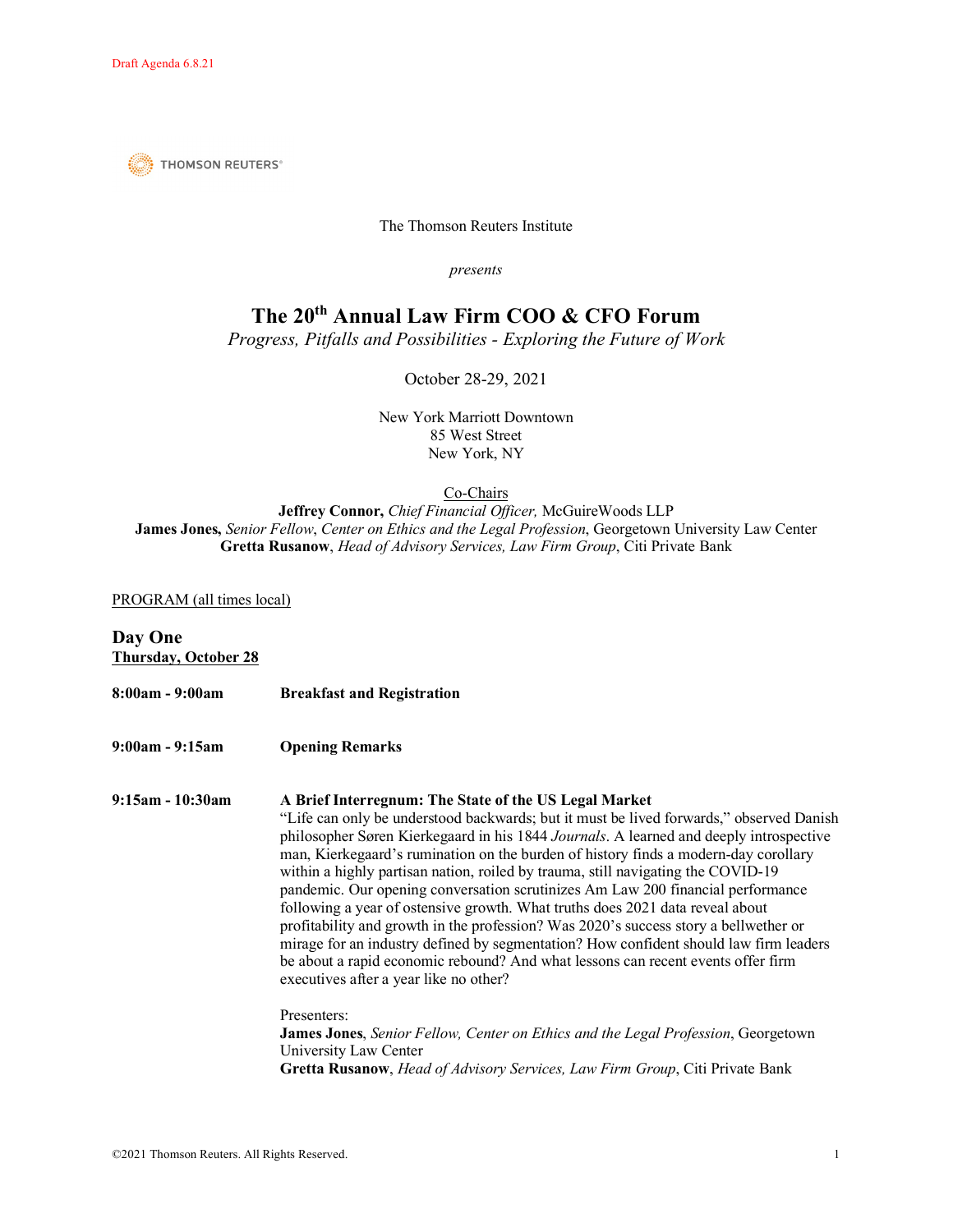Draft Agenda 6.8.21

THOMSON REUTERS®

The Thomson Reuters Institute

*presents*

# The 20th Annual Law Firm COO & CFO Forum

*Progress, Pitfalls and Possibilities - Exploring the Future of Work*

October 28-29, 2021

New York Marriott Downtown
85 West Street
New York, NY

Co-Chairs

**Jeffrey Connor,** *Chief Financial Officer,* McGuireWoods LLP
**James Jones,** *Senior Fellow*, *Center on Ethics and the Legal Profession*, Georgetown University Law Center
**Gretta Rusanow**, *Head of Advisory Services, Law Firm Group*, Citi Private Bank

PROGRAM (all times local)

## Day One

**Thursday, October 28**

**8:00am - 9:00am** **Breakfast and Registration**

**9:00am - 9:15am** **Opening Remarks**

**9:15am - 10:30am** **A Brief Interregnum: The State of the US Legal Market**

"Life can only be understood backwards; but it must be lived forwards," observed Danish philosopher Søren Kierkegaard in his 1844 *Journals*. A learned and deeply introspective man, Kierkegaard's rumination on the burden of history finds a modern-day corollary within a highly partisan nation, roiled by trauma, still navigating the COVID-19 pandemic. Our opening conversation scrutinizes Am Law 200 financial performance following a year of ostensive growth. What truths does 2021 data reveal about profitability and growth in the profession? Was 2020's success story a bellwether or mirage for an industry defined by segmentation? How confident should law firm leaders be about a rapid economic rebound? And what lessons can recent events offer firm executives after a year like no other?

Presenters:
**James Jones**, *Senior Fellow, Center on Ethics and the Legal Profession*, Georgetown University Law Center
**Gretta Rusanow**, *Head of Advisory Services, Law Firm Group*, Citi Private Bank

©2021 Thomson Reuters. All Rights Reserved.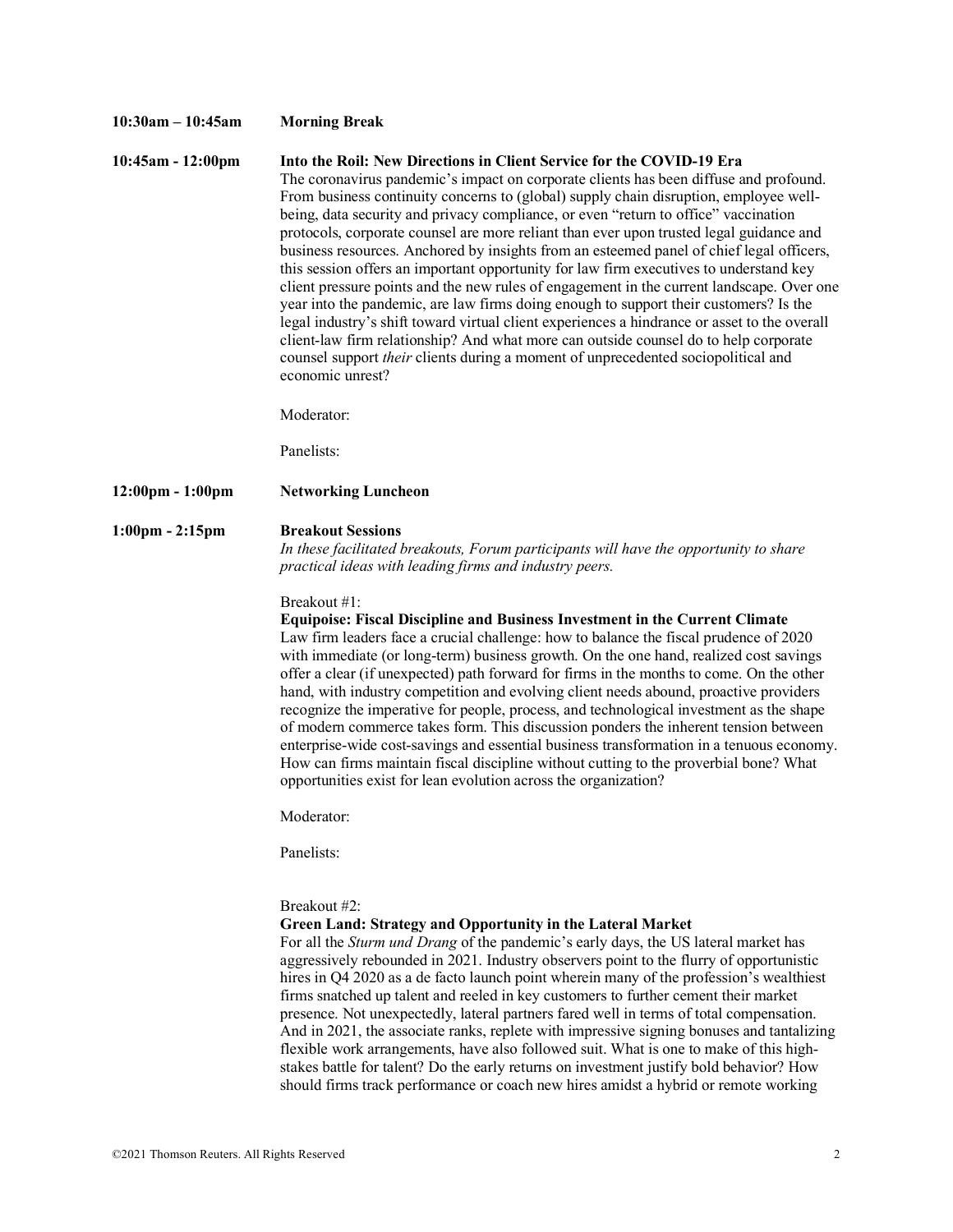**10:30am – 10:45am** **Morning Break**

**10:45am - 12:00pm** **Into the Roil: New Directions in Client Service for the COVID-19 Era**

The coronavirus pandemic's impact on corporate clients has been diffuse and profound. From business continuity concerns to (global) supply chain disruption, employee well-being, data security and privacy compliance, or even "return to office" vaccination protocols, corporate counsel are more reliant than ever upon trusted legal guidance and business resources. Anchored by insights from an esteemed panel of chief legal officers, this session offers an important opportunity for law firm executives to understand key client pressure points and the new rules of engagement in the current landscape. Over one year into the pandemic, are law firms doing enough to support their customers? Is the legal industry's shift toward virtual client experiences a hindrance or asset to the overall client-law firm relationship? And what more can outside counsel do to help corporate counsel support *their* clients during a moment of unprecedented sociopolitical and economic unrest?

Moderator:

Panelists:

**12:00pm - 1:00pm** **Networking Luncheon**

**1:00pm - 2:15pm** **Breakout Sessions**

*In these facilitated breakouts, Forum participants will have the opportunity to share practical ideas with leading firms and industry peers.*

Breakout #1:

**Equipoise: Fiscal Discipline and Business Investment in the Current Climate**

Law firm leaders face a crucial challenge: how to balance the fiscal prudence of 2020 with immediate (or long-term) business growth. On the one hand, realized cost savings offer a clear (if unexpected) path forward for firms in the months to come. On the other hand, with industry competition and evolving client needs abound, proactive providers recognize the imperative for people, process, and technological investment as the shape of modern commerce takes form. This discussion ponders the inherent tension between enterprise-wide cost-savings and essential business transformation in a tenuous economy. How can firms maintain fiscal discipline without cutting to the proverbial bone? What opportunities exist for lean evolution across the organization?

Moderator:

Panelists:

Breakout #2:

**Green Land: Strategy and Opportunity in the Lateral Market**

For all the *Sturm und Drang* of the pandemic's early days, the US lateral market has aggressively rebounded in 2021. Industry observers point to the flurry of opportunistic hires in Q4 2020 as a de facto launch point wherein many of the profession's wealthiest firms snatched up talent and reeled in key customers to further cement their market presence. Not unexpectedly, lateral partners fared well in terms of total compensation. And in 2021, the associate ranks, replete with impressive signing bonuses and tantalizing flexible work arrangements, have also followed suit. What is one to make of this high-stakes battle for talent? Do the early returns on investment justify bold behavior? How should firms track performance or coach new hires amidst a hybrid or remote working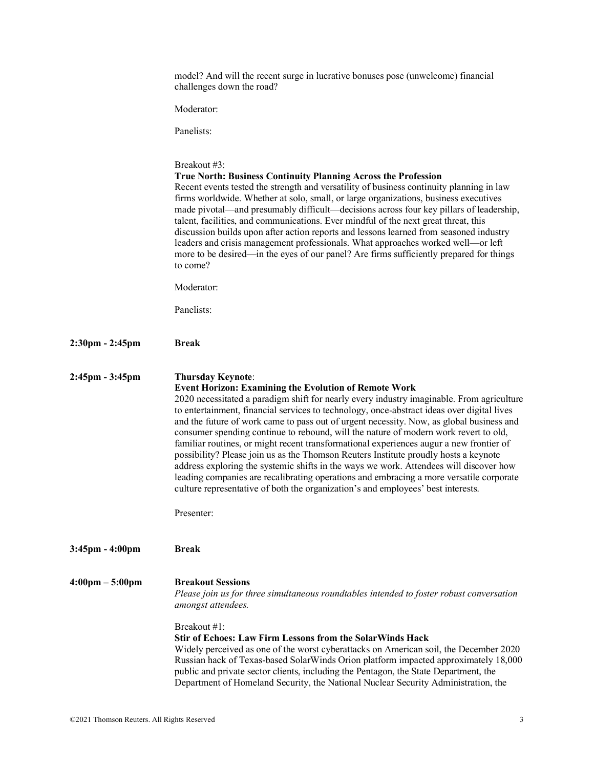model? And will the recent surge in lucrative bonuses pose (unwelcome) financial challenges down the road?

Moderator:

Panelists:

Breakout #3:
**True North: Business Continuity Planning Across the Profession**
Recent events tested the strength and versatility of business continuity planning in law firms worldwide. Whether at solo, small, or large organizations, business executives made pivotal—and presumably difficult—decisions across four key pillars of leadership, talent, facilities, and communications. Ever mindful of the next great threat, this discussion builds upon after action reports and lessons learned from seasoned industry leaders and crisis management professionals. What approaches worked well—or left more to be desired—in the eyes of our panel? Are firms sufficiently prepared for things to come?

Moderator:

Panelists:

**2:30pm - 2:45pm** **Break**

**2:45pm - 3:45pm** **Thursday Keynote**:
**Event Horizon: Examining the Evolution of Remote Work**
2020 necessitated a paradigm shift for nearly every industry imaginable. From agriculture to entertainment, financial services to technology, once-abstract ideas over digital lives and the future of work came to pass out of urgent necessity. Now, as global business and consumer spending continue to rebound, will the nature of modern work revert to old, familiar routines, or might recent transformational experiences augur a new frontier of possibility? Please join us as the Thomson Reuters Institute proudly hosts a keynote address exploring the systemic shifts in the ways we work. Attendees will discover how leading companies are recalibrating operations and embracing a more versatile corporate culture representative of both the organization's and employees' best interests.

Presenter:

**3:45pm - 4:00pm** **Break**

**4:00pm – 5:00pm** **Breakout Sessions**
*Please join us for three simultaneous roundtables intended to foster robust conversation amongst attendees.*

Breakout #1:
**Stir of Echoes: Law Firm Lessons from the SolarWinds Hack**
Widely perceived as one of the worst cyberattacks on American soil, the December 2020 Russian hack of Texas-based SolarWinds Orion platform impacted approximately 18,000 public and private sector clients, including the Pentagon, the State Department, the Department of Homeland Security, the National Nuclear Security Administration, the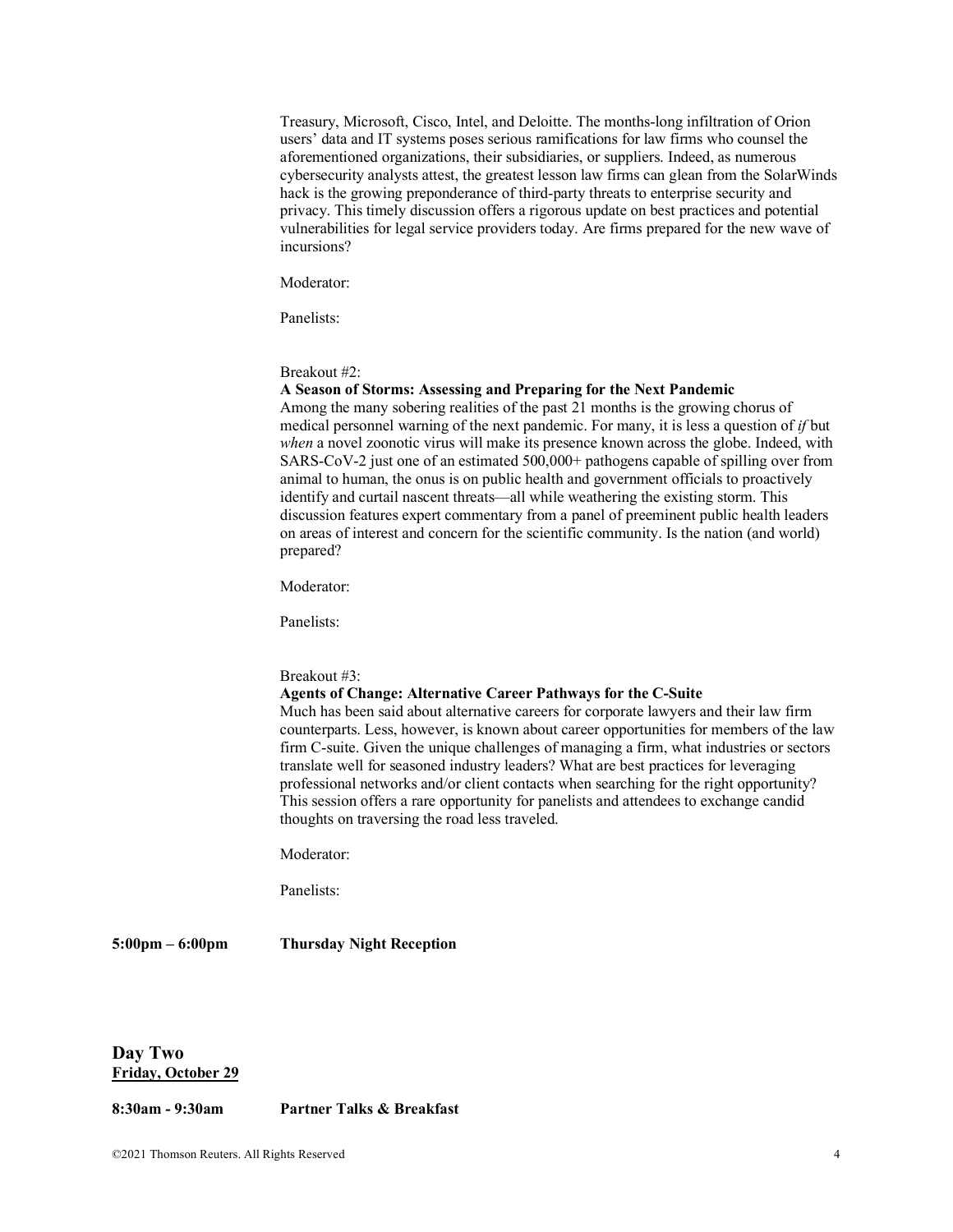Treasury, Microsoft, Cisco, Intel, and Deloitte. The months-long infiltration of Orion users' data and IT systems poses serious ramifications for law firms who counsel the aforementioned organizations, their subsidiaries, or suppliers. Indeed, as numerous cybersecurity analysts attest, the greatest lesson law firms can glean from the SolarWinds hack is the growing preponderance of third-party threats to enterprise security and privacy. This timely discussion offers a rigorous update on best practices and potential vulnerabilities for legal service providers today. Are firms prepared for the new wave of incursions?

Moderator:

Panelists:

Breakout #2:

**A Season of Storms: Assessing and Preparing for the Next Pandemic**

Among the many sobering realities of the past 21 months is the growing chorus of medical personnel warning of the next pandemic. For many, it is less a question of *if* but *when* a novel zoonotic virus will make its presence known across the globe. Indeed, with SARS-CoV-2 just one of an estimated 500,000+ pathogens capable of spilling over from animal to human, the onus is on public health and government officials to proactively identify and curtail nascent threats—all while weathering the existing storm. This discussion features expert commentary from a panel of preeminent public health leaders on areas of interest and concern for the scientific community. Is the nation (and world) prepared?

Moderator:

Panelists:

Breakout #3:

**Agents of Change: Alternative Career Pathways for the C-Suite**

Much has been said about alternative careers for corporate lawyers and their law firm counterparts. Less, however, is known about career opportunities for members of the law firm C-suite. Given the unique challenges of managing a firm, what industries or sectors translate well for seasoned industry leaders? What are best practices for leveraging professional networks and/or client contacts when searching for the right opportunity? This session offers a rare opportunity for panelists and attendees to exchange candid thoughts on traversing the road less traveled.

Moderator:

Panelists:

**5:00pm – 6:00pm** **Thursday Night Reception**

## Day Two

**Friday, October 29**

**8:30am - 9:30am** **Partner Talks & Breakfast**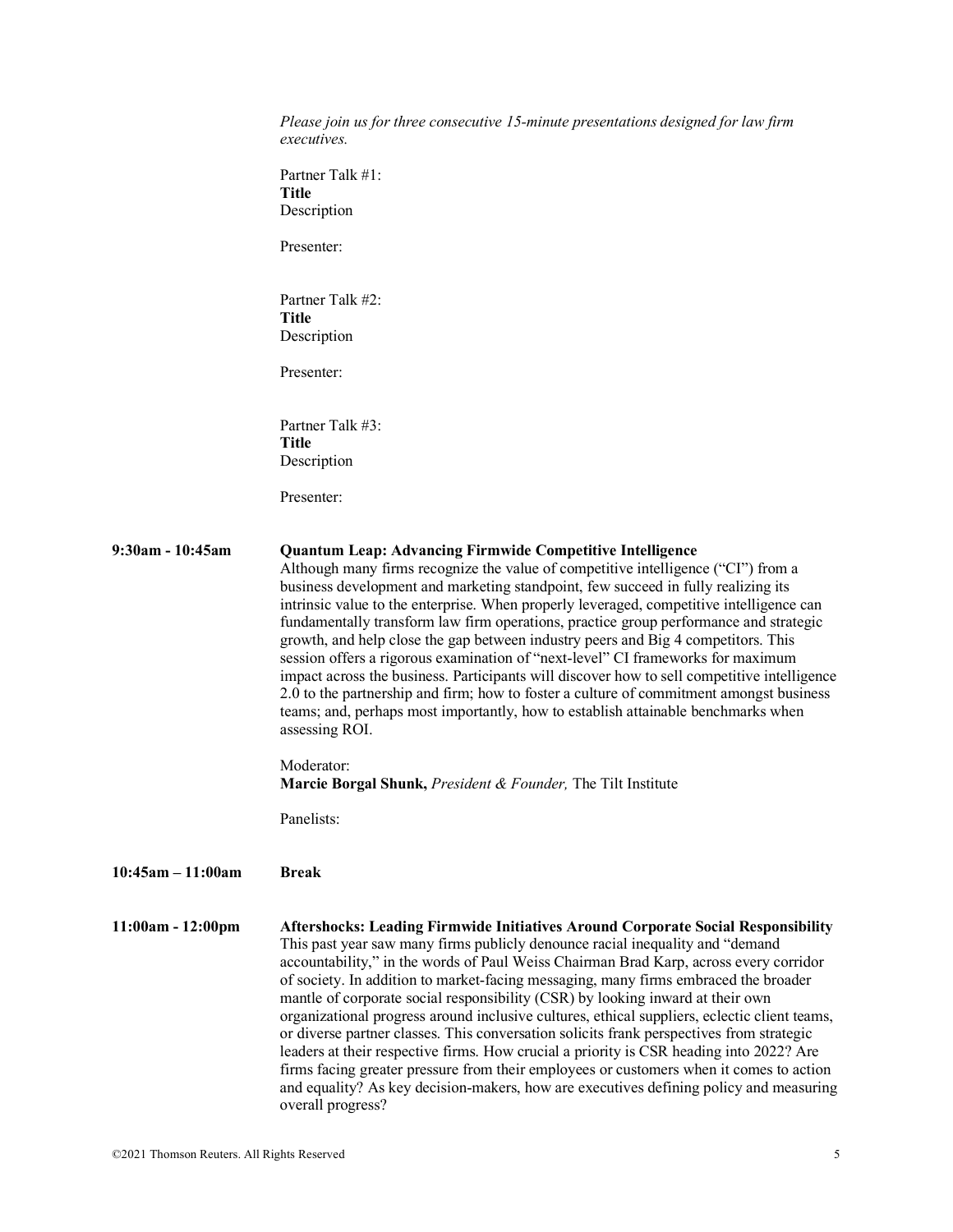*Please join us for three consecutive 15-minute presentations designed for law firm executives.*

Partner Talk #1:
**Title**
Description

Presenter:

Partner Talk #2:
**Title**
Description

Presenter:

Partner Talk #3:
**Title**
Description

Presenter:

**9:30am - 10:45am**

**Quantum Leap: Advancing Firmwide Competitive Intelligence**
Although many firms recognize the value of competitive intelligence ("CI") from a business development and marketing standpoint, few succeed in fully realizing its intrinsic value to the enterprise. When properly leveraged, competitive intelligence can fundamentally transform law firm operations, practice group performance and strategic growth, and help close the gap between industry peers and Big 4 competitors. This session offers a rigorous examination of "next-level" CI frameworks for maximum impact across the business. Participants will discover how to sell competitive intelligence 2.0 to the partnership and firm; how to foster a culture of commitment amongst business teams; and, perhaps most importantly, how to establish attainable benchmarks when assessing ROI.

Moderator:
**Marcie Borgal Shunk,** *President & Founder,* The Tilt Institute

Panelists:

**10:45am – 11:00am** **Break**

**11:00am - 12:00pm**

**Aftershocks: Leading Firmwide Initiatives Around Corporate Social Responsibility**
This past year saw many firms publicly denounce racial inequality and "demand accountability," in the words of Paul Weiss Chairman Brad Karp, across every corridor of society. In addition to market-facing messaging, many firms embraced the broader mantle of corporate social responsibility (CSR) by looking inward at their own organizational progress around inclusive cultures, ethical suppliers, eclectic client teams, or diverse partner classes. This conversation solicits frank perspectives from strategic leaders at their respective firms. How crucial a priority is CSR heading into 2022? Are firms facing greater pressure from their employees or customers when it comes to action and equality? As key decision-makers, how are executives defining policy and measuring overall progress?

©2021 Thomson Reuters. All Rights Reserved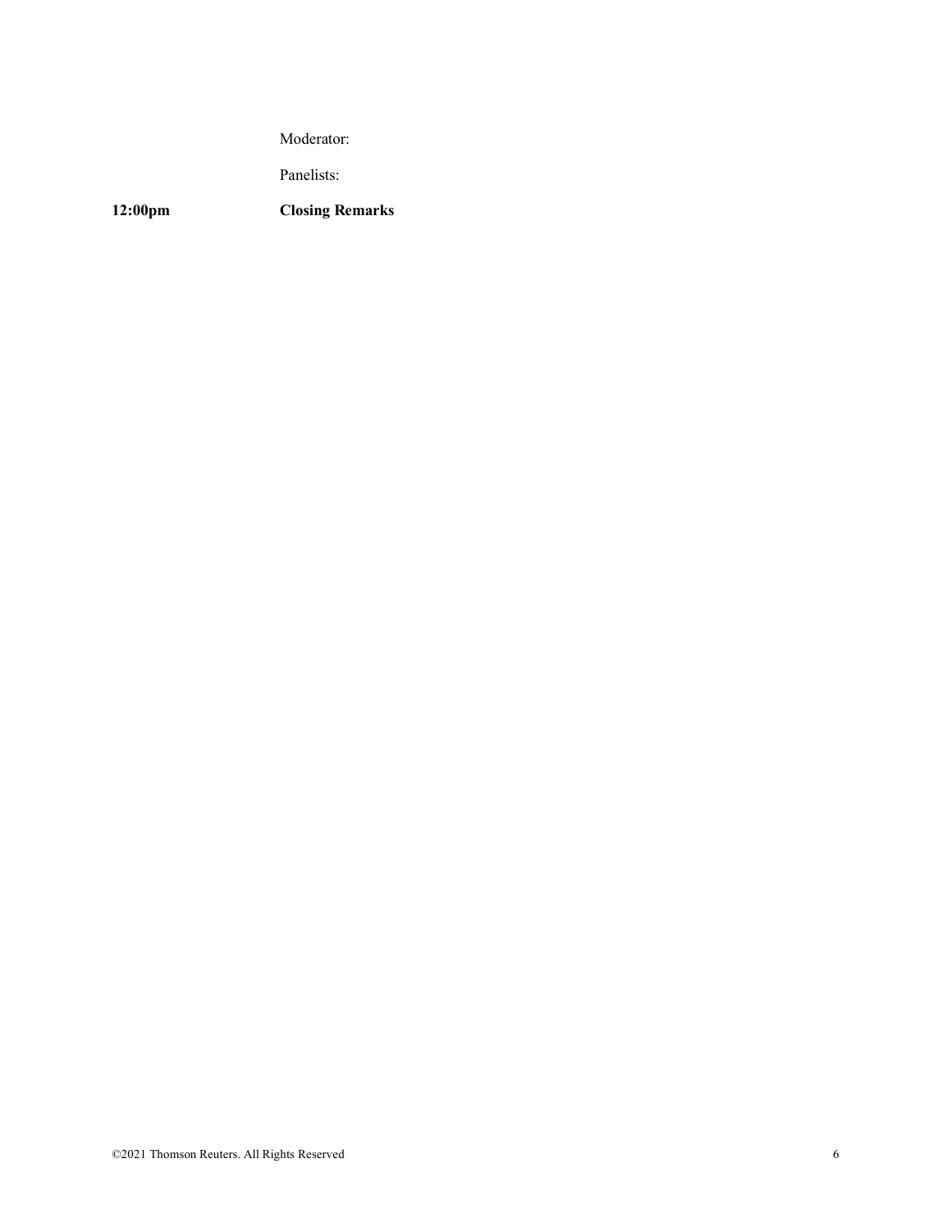Moderator:

Panelists:

**12:00pm** **Closing Remarks**